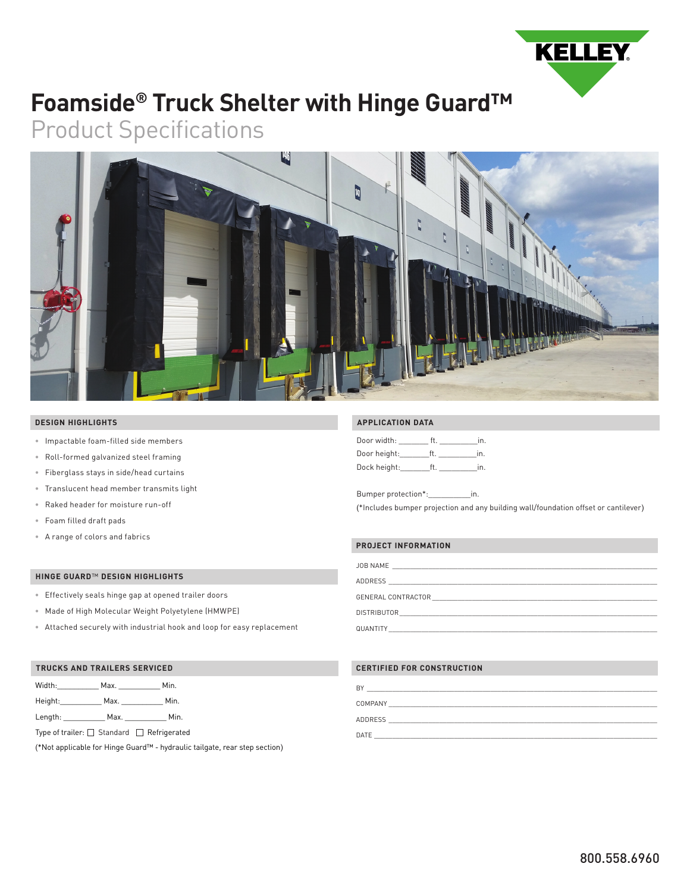# Foamside® Truck Shelter with Hinge Guard™

## Product Specifications

### DESIGN HIGHLIGHTS

- Impactable foam-filled side members
- Roll-formed galvanized steel framing
- Fiberglass stays in side/head curtains
- Translucent head member transmits light
- Raked header for moisture run-off
- Foam filled draft pads
- A range of colors and fabrics

### HINGE GUARD™ DESIGN HIGHLIGHTS

- Effectively seals hinge gap at opened trailer doors
- Made of High Molecular Weight Polyetylene (HMWPE)
- Attached securely with industrial hook and loop for easy replacement

### TRUCKS AND TRAILERS SERVICED

Width:__________ Max. __________ Min.

Height:__________ Max. __________ Min.

Length: __________ Max. __________ Min.

Type of trailer: ☐ Standard ☐ Refrigerated

(*Not applicable for Hinge Guard™ - hydraulic tailgate, rear step section)

### APPLICATION DATA

Door width: _______ ft. _________in.

Door height:_______ft. _________in.

Dock height:_______ft. _________in.

Bumper protection*:__________in.

(*Includes bumper projection and any building wall/foundation offset or cantilever)

### PROJECT INFORMATION

JOB NAME ______________________________

ADDRESS ______________________________

GENERAL CONTRACTOR ______________________________

DISTRIBUTOR ______________________________

QUANTITY ______________________________

### CERTIFIED FOR CONSTRUCTION

BY ______________________________

COMPANY ______________________________

ADDRESS ______________________________

DATE ______________________________

800.558.6960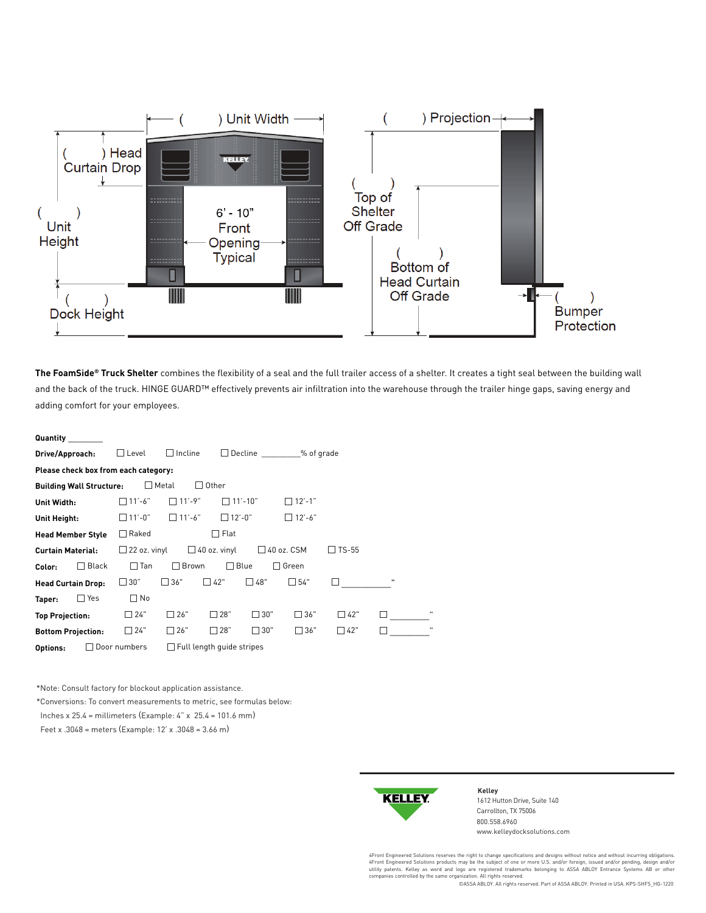( ) Unit Width

( ) Projection

( ) Head Curtain Drop

( ) Unit Height

6' - 10" Front Opening Typical

( ) Top of Shelter Off Grade

( ) Bottom of Head Curtain Off Grade

( ) Dock Height

( ) Bumper Protection

**The FoamSide® Truck Shelter** combines the flexibility of a seal and the full trailer access of a shelter. It creates a tight seal between the building wall and the back of the truck. HINGE GUARD™ effectively prevents air infiltration into the warehouse through the trailer hinge gaps, saving energy and adding comfort for your employees.

**Quantity** ________

**Drive/Approach:** ☐ Level ☐ Incline ☐ Decline ________% of grade

**Please check box from each category:**

**Building Wall Structure:** ☐ Metal ☐ Other

**Unit Width:** ☐ 11'-6" ☐ 11'-9" ☐ 11'-10" ☐ 12'-1"

**Unit Height:** ☐ 11'-0" ☐ 11'-6" ☐ 12'-0" ☐ 12'-6"

**Head Member Style** ☐ Raked ☐ Flat

**Curtain Material:** ☐ 22 oz. vinyl ☐ 40 oz. vinyl ☐ 40 oz. CSM ☐ TS-55

**Color:** ☐ Black ☐ Tan ☐ Brown ☐ Blue ☐ Green

**Head Curtain Drop:** ☐ 30" ☐ 36" ☐ 42" ☐ 48" ☐ 54" ☐ __________"

**Taper:** ☐ Yes ☐ No

**Top Projection:** ☐ 24" ☐ 26" ☐ 28" ☐ 30" ☐ 36" ☐ 42" ☐ __________"

**Bottom Projection:** ☐ 24" ☐ 26" ☐ 28" ☐ 30" ☐ 36" ☐ 42" ☐ __________"

**Options:** ☐ Door numbers ☐ Full length guide stripes

*Note: Consult factory for blockout application assistance.

*Conversions: To convert measurements to metric, see formulas below:

Inches x 25.4 = millimeters (Example: 4" x 25.4 = 101.6 mm)

Feet x .3048 = meters (Example: 12' x .3048 = 3.66 m)

**Kelley**
1612 Hutton Drive, Suite 140
Carrollton, TX 75006
800.558.6960
www.kelleydocksolutions.com

4Front Engineered Solutions reserves the right to change specifications and designs without notice and without incurring obligations. 4Front Engineered Solutions products may be the subject of one or more U.S. and/or foreign, issued and/or pending, design and/or utility patents. Kelley as word and logo are registered trademarks belonging to ASSA ABLOY Entrance Systems AB or other companies controlled by the same organization. All rights reserved.

©ASSA ABLOY. All rights reserved. Part of ASSA ABLOY. Printed in USA. KPS-SHFS_HG-1220